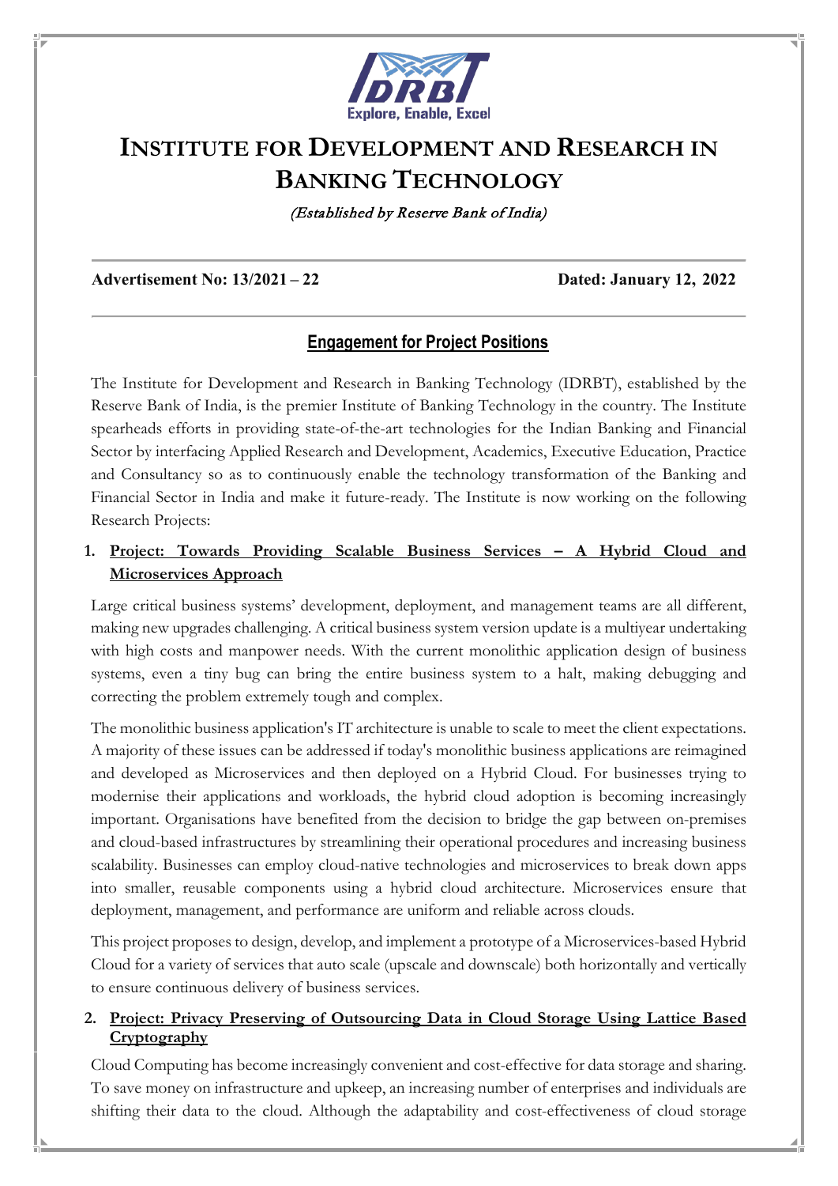# INSTITUTE FOR DEVELOPMENT AND RESEARCH IN BANKING TECHNOLOGY

*(Established by Reserve Bank of India)*

**Advertisement No: 13/2021 – 22** **Dated: January 12, 2022**

## Engagement for Project Positions

The Institute for Development and Research in Banking Technology (IDRBT), established by the Reserve Bank of India, is the premier Institute of Banking Technology in the country. The Institute spearheads efforts in providing state-of-the-art technologies for the Indian Banking and Financial Sector by interfacing Applied Research and Development, Academics, Executive Education, Practice and Consultancy so as to continuously enable the technology transformation of the Banking and Financial Sector in India and make it future-ready. The Institute is now working on the following Research Projects:

1. **Project: Towards Providing Scalable Business Services – A Hybrid Cloud and Microservices Approach**

Large critical business systems' development, deployment, and management teams are all different, making new upgrades challenging. A critical business system version update is a multiyear undertaking with high costs and manpower needs. With the current monolithic application design of business systems, even a tiny bug can bring the entire business system to a halt, making debugging and correcting the problem extremely tough and complex.

The monolithic business application's IT architecture is unable to scale to meet the client expectations. A majority of these issues can be addressed if today's monolithic business applications are reimagined and developed as Microservices and then deployed on a Hybrid Cloud. For businesses trying to modernise their applications and workloads, the hybrid cloud adoption is becoming increasingly important. Organisations have benefited from the decision to bridge the gap between on-premises and cloud-based infrastructures by streamlining their operational procedures and increasing business scalability. Businesses can employ cloud-native technologies and microservices to break down apps into smaller, reusable components using a hybrid cloud architecture. Microservices ensure that deployment, management, and performance are uniform and reliable across clouds.

This project proposes to design, develop, and implement a prototype of a Microservices-based Hybrid Cloud for a variety of services that auto scale (upscale and downscale) both horizontally and vertically to ensure continuous delivery of business services.

2. **Project: Privacy Preserving of Outsourcing Data in Cloud Storage Using Lattice Based Cryptography**

Cloud Computing has become increasingly convenient and cost-effective for data storage and sharing. To save money on infrastructure and upkeep, an increasing number of enterprises and individuals are shifting their data to the cloud. Although the adaptability and cost-effectiveness of cloud storage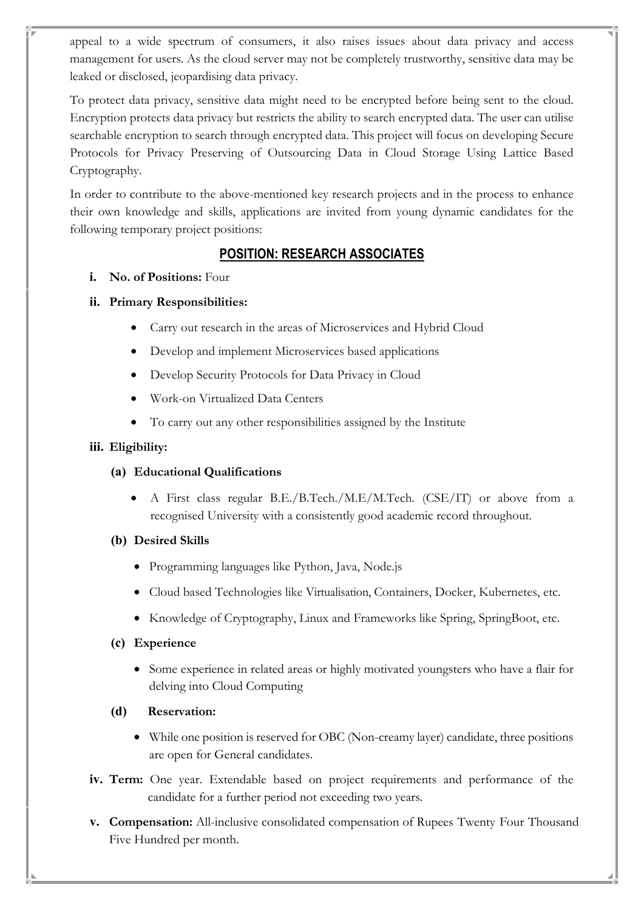appeal to a wide spectrum of consumers, it also raises issues about data privacy and access management for users. As the cloud server may not be completely trustworthy, sensitive data may be leaked or disclosed, jeopardising data privacy.

To protect data privacy, sensitive data might need to be encrypted before being sent to the cloud. Encryption protects data privacy but restricts the ability to search encrypted data. The user can utilise searchable encryption to search through encrypted data. This project will focus on developing Secure Protocols for Privacy Preserving of Outsourcing Data in Cloud Storage Using Lattice Based Cryptography.

In order to contribute to the above-mentioned key research projects and in the process to enhance their own knowledge and skills, applications are invited from young dynamic candidates for the following temporary project positions:

## POSITION: RESEARCH ASSOCIATES

**i. No. of Positions:** Four

**ii. Primary Responsibilities:**

- Carry out research in the areas of Microservices and Hybrid Cloud
- Develop and implement Microservices based applications
- Develop Security Protocols for Data Privacy in Cloud
- Work-on Virtualized Data Centers
- To carry out any other responsibilities assigned by the Institute

**iii. Eligibility:**

**(a) Educational Qualifications**

- A First class regular B.E./B.Tech./M.E/M.Tech. (CSE/IT) or above from a recognised University with a consistently good academic record throughout.

**(b) Desired Skills**

- Programming languages like Python, Java, Node.js
- Cloud based Technologies like Virtualisation, Containers, Docker, Kubernetes, etc.
- Knowledge of Cryptography, Linux and Frameworks like Spring, SpringBoot, etc.

**(c) Experience**

- Some experience in related areas or highly motivated youngsters who have a flair for delving into Cloud Computing

**(d) Reservation:**

- While one position is reserved for OBC (Non-creamy layer) candidate, three positions are open for General candidates.

**iv. Term:** One year. Extendable based on project requirements and performance of the candidate for a further period not exceeding two years.

**v. Compensation:** All-inclusive consolidated compensation of Rupees Twenty Four Thousand Five Hundred per month.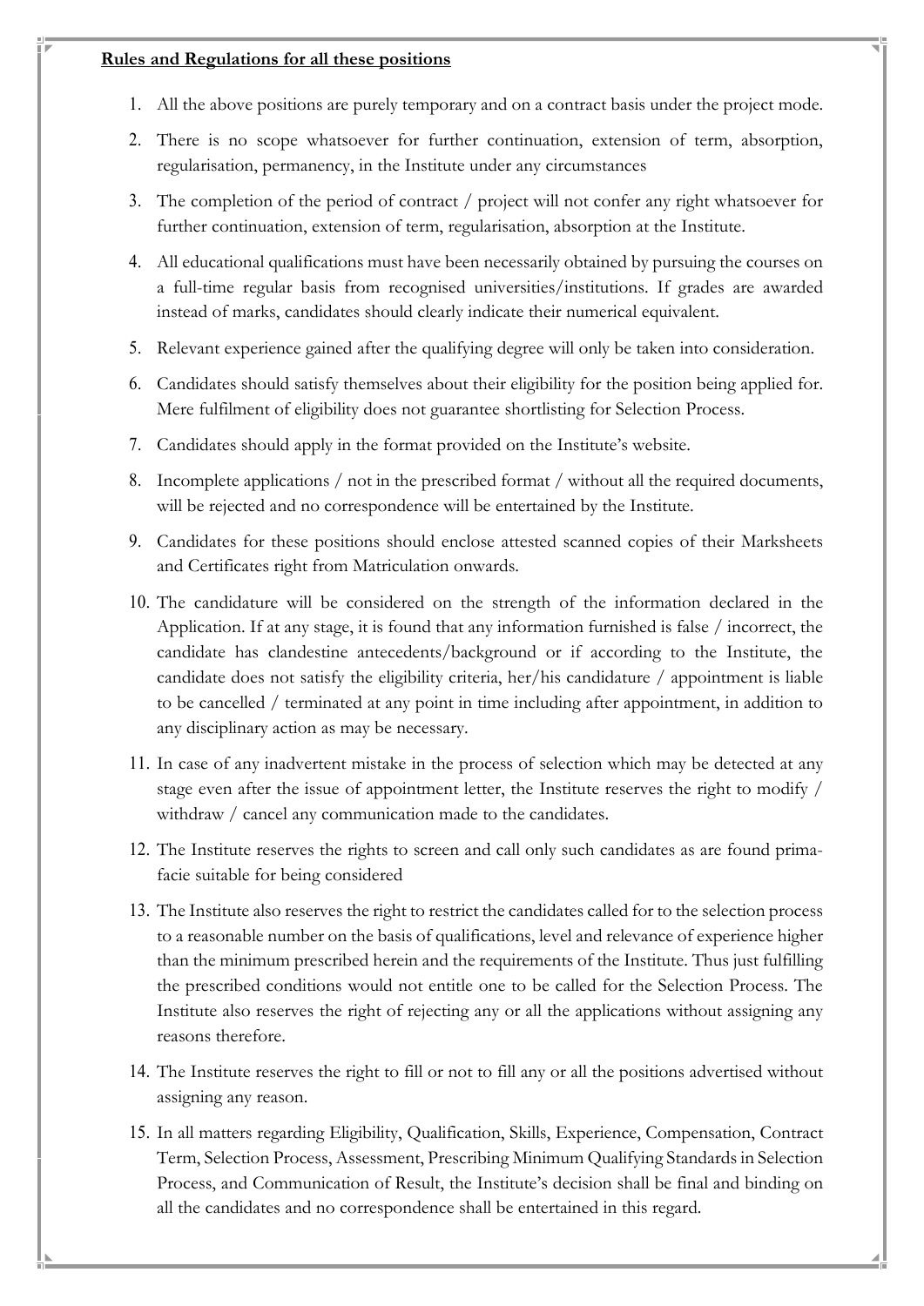**Rules and Regulations for all these positions**

1. All the above positions are purely temporary and on a contract basis under the project mode.
2. There is no scope whatsoever for further continuation, extension of term, absorption, regularisation, permanency, in the Institute under any circumstances
3. The completion of the period of contract / project will not confer any right whatsoever for further continuation, extension of term, regularisation, absorption at the Institute.
4. All educational qualifications must have been necessarily obtained by pursuing the courses on a full-time regular basis from recognised universities/institutions. If grades are awarded instead of marks, candidates should clearly indicate their numerical equivalent.
5. Relevant experience gained after the qualifying degree will only be taken into consideration.
6. Candidates should satisfy themselves about their eligibility for the position being applied for. Mere fulfilment of eligibility does not guarantee shortlisting for Selection Process.
7. Candidates should apply in the format provided on the Institute's website.
8. Incomplete applications / not in the prescribed format / without all the required documents, will be rejected and no correspondence will be entertained by the Institute.
9. Candidates for these positions should enclose attested scanned copies of their Marksheets and Certificates right from Matriculation onwards.
10. The candidature will be considered on the strength of the information declared in the Application. If at any stage, it is found that any information furnished is false / incorrect, the candidate has clandestine antecedents/background or if according to the Institute, the candidate does not satisfy the eligibility criteria, her/his candidature / appointment is liable to be cancelled / terminated at any point in time including after appointment, in addition to any disciplinary action as may be necessary.
11. In case of any inadvertent mistake in the process of selection which may be detected at any stage even after the issue of appointment letter, the Institute reserves the right to modify / withdraw / cancel any communication made to the candidates.
12. The Institute reserves the rights to screen and call only such candidates as are found prima-facie suitable for being considered
13. The Institute also reserves the right to restrict the candidates called for to the selection process to a reasonable number on the basis of qualifications, level and relevance of experience higher than the minimum prescribed herein and the requirements of the Institute. Thus just fulfilling the prescribed conditions would not entitle one to be called for the Selection Process. The Institute also reserves the right of rejecting any or all the applications without assigning any reasons therefore.
14. The Institute reserves the right to fill or not to fill any or all the positions advertised without assigning any reason.
15. In all matters regarding Eligibility, Qualification, Skills, Experience, Compensation, Contract Term, Selection Process, Assessment, Prescribing Minimum Qualifying Standards in Selection Process, and Communication of Result, the Institute's decision shall be final and binding on all the candidates and no correspondence shall be entertained in this regard.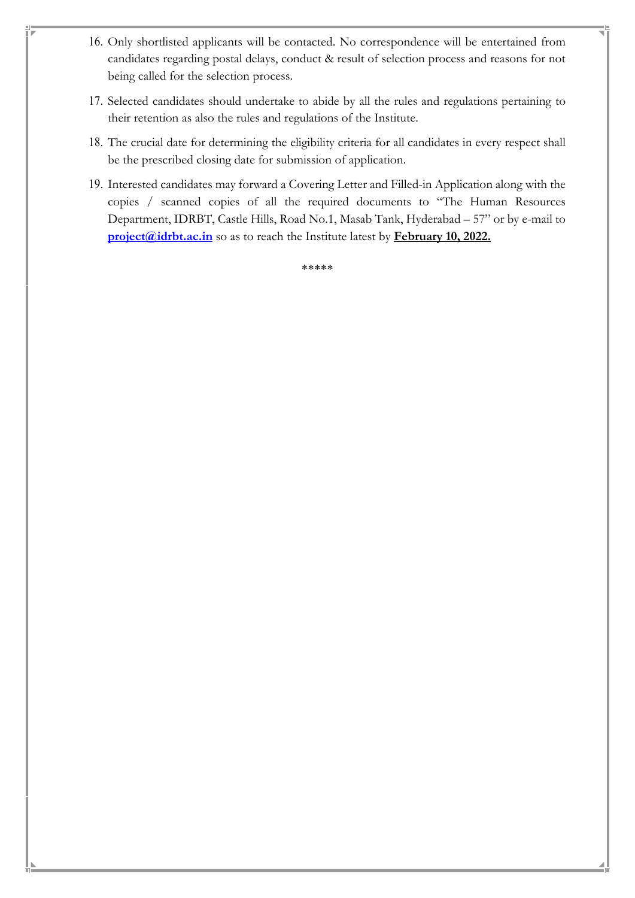16. Only shortlisted applicants will be contacted. No correspondence will be entertained from candidates regarding postal delays, conduct & result of selection process and reasons for not being called for the selection process.

17. Selected candidates should undertake to abide by all the rules and regulations pertaining to their retention as also the rules and regulations of the Institute.

18. The crucial date for determining the eligibility criteria for all candidates in every respect shall be the prescribed closing date for submission of application.

19. Interested candidates may forward a Covering Letter and Filled-in Application along with the copies / scanned copies of all the required documents to "The Human Resources Department, IDRBT, Castle Hills, Road No.1, Masab Tank, Hyderabad – 57" or by e-mail to **project@idrbt.ac.in** so as to reach the Institute latest by **February 10, 2022.**

*****